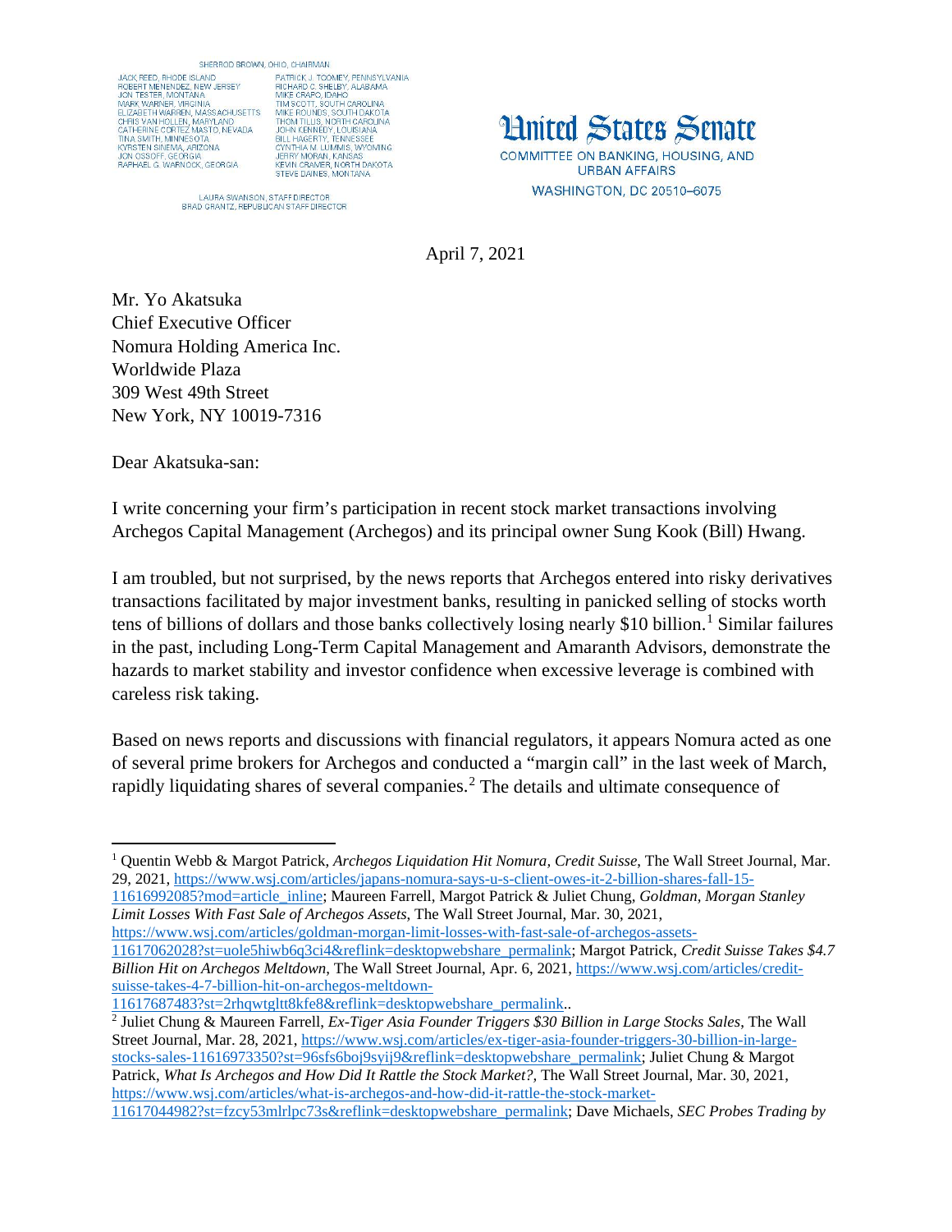SHERROD BROWN, OHIO, CHAIRMAN

JACK REED, RHODE ISLAND
ROBERT MENENDEZ, NEW JERSEY
JON TESTER, MONTANA
MARK WARNER, VIRGINIA
ELIZABETH WARREN, MASSACHUSETTS
CHRIS VAN HOLLEN, MARYLAND
CATHERINE CORTEZ MASTO, NEVADA
TINA SMITH, MINNESOTA
KYRSTEN SINEMA, ARIZONA
JON OSSOFF, GEORGIA
RAPHAEL G. WARNOCK, GEORGIA

PATRICK J. TOOMEY, PENNSYLVANIA
RICHARD C. SHELBY, ALABAMA
MIKE CRAPO, IDAHO
TIM SCOTT, SOUTH CAROLINA
MIKE ROUNDS, SOUTH DAKOTA
THOM TILLIS, NORTH CAROLINA
JOHN KENNEDY, LOUISIANA
BILL HAGERTY, TENNESSEE
CYNTHIA M. LUMMIS, WYOMING
JERRY MORAN, KANSAS
KEVIN CRAMER, NORTH DAKOTA
STEVE DAINES, MONTANA

LAURA SWANSON, STAFF DIRECTOR
BRAD GRANTZ, REPUBLICAN STAFF DIRECTOR

**United States Senate**
COMMITTEE ON BANKING, HOUSING, AND URBAN AFFAIRS
WASHINGTON, DC 20510–6075

April 7, 2021

Mr. Yo Akatsuka
Chief Executive Officer
Nomura Holding America Inc.
Worldwide Plaza
309 West 49th Street
New York, NY 10019-7316

Dear Akatsuka-san:

I write concerning your firm's participation in recent stock market transactions involving Archegos Capital Management (Archegos) and its principal owner Sung Kook (Bill) Hwang.

I am troubled, but not surprised, by the news reports that Archegos entered into risky derivatives transactions facilitated by major investment banks, resulting in panicked selling of stocks worth tens of billions of dollars and those banks collectively losing nearly $10 billion.[1] Similar failures in the past, including Long-Term Capital Management and Amaranth Advisors, demonstrate the hazards to market stability and investor confidence when excessive leverage is combined with careless risk taking.

Based on news reports and discussions with financial regulators, it appears Nomura acted as one of several prime brokers for Archegos and conducted a "margin call" in the last week of March, rapidly liquidating shares of several companies.[2] The details and ultimate consequence of

---

[1] Quentin Webb & Margot Patrick, *Archegos Liquidation Hit Nomura, Credit Suisse*, The Wall Street Journal, Mar. 29, 2021, https://www.wsj.com/articles/japans-nomura-says-u-s-client-owes-it-2-billion-shares-fall-15-11616992085?mod=article_inline; Maureen Farrell, Margot Patrick & Juliet Chung, *Goldman, Morgan Stanley Limit Losses With Fast Sale of Archegos Assets*, The Wall Street Journal, Mar. 30, 2021, https://www.wsj.com/articles/goldman-morgan-limit-losses-with-fast-sale-of-archegos-assets-11617062028?st=uole5hiwb6q3ci4&reflink=desktopwebshare_permalink; Margot Patrick, *Credit Suisse Takes $4.7 Billion Hit on Archegos Meltdown*, The Wall Street Journal, Apr. 6, 2021, https://www.wsj.com/articles/credit-suisse-takes-4-7-billion-hit-on-archegos-meltdown-11617687483?st=2rhqwtgltt8kfe8&reflink=desktopwebshare_permalink..

[2] Juliet Chung & Maureen Farrell, *Ex-Tiger Asia Founder Triggers $30 Billion in Large Stocks Sales*, The Wall Street Journal, Mar. 28, 2021, https://www.wsj.com/articles/ex-tiger-asia-founder-triggers-30-billion-in-large-stocks-sales-11616973350?st=96sfs6boj9syij9&reflink=desktopwebshare_permalink; Juliet Chung & Margot Patrick, *What Is Archegos and How Did It Rattle the Stock Market?*, The Wall Street Journal, Mar. 30, 2021, https://www.wsj.com/articles/what-is-archegos-and-how-did-it-rattle-the-stock-market-11617044982?st=fzcy53mlrlpc73s&reflink=desktopwebshare_permalink; Dave Michaels, *SEC Probes Trading by*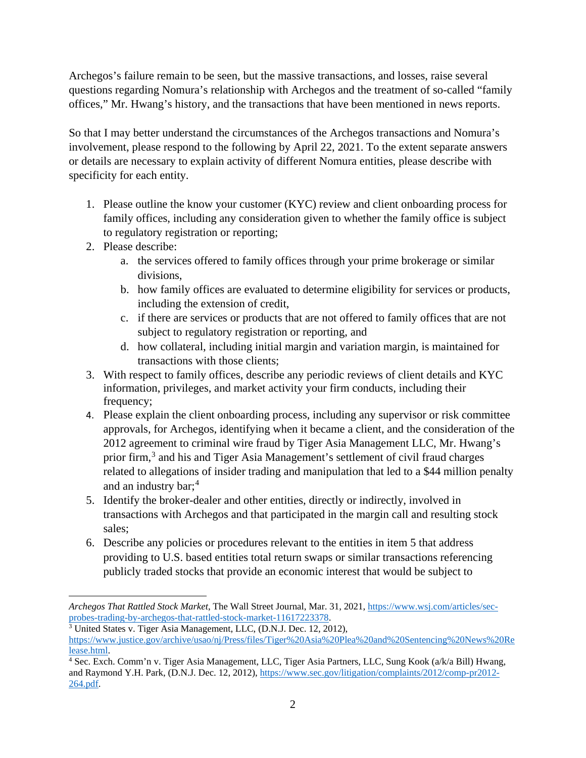Archegos's failure remain to be seen, but the massive transactions, and losses, raise several questions regarding Nomura's relationship with Archegos and the treatment of so-called "family offices," Mr. Hwang's history, and the transactions that have been mentioned in news reports.

So that I may better understand the circumstances of the Archegos transactions and Nomura's involvement, please respond to the following by April 22, 2021. To the extent separate answers or details are necessary to explain activity of different Nomura entities, please describe with specificity for each entity.

1. Please outline the know your customer (KYC) review and client onboarding process for family offices, including any consideration given to whether the family office is subject to regulatory registration or reporting;
2. Please describe:
    a. the services offered to family offices through your prime brokerage or similar divisions,
    b. how family offices are evaluated to determine eligibility for services or products, including the extension of credit,
    c. if there are services or products that are not offered to family offices that are not subject to regulatory registration or reporting, and
    d. how collateral, including initial margin and variation margin, is maintained for transactions with those clients;
3. With respect to family offices, describe any periodic reviews of client details and KYC information, privileges, and market activity your firm conducts, including their frequency;
4. Please explain the client onboarding process, including any supervisor or risk committee approvals, for Archegos, identifying when it became a client, and the consideration of the 2012 agreement to criminal wire fraud by Tiger Asia Management LLC, Mr. Hwang's prior firm,[3] and his and Tiger Asia Management's settlement of civil fraud charges related to allegations of insider trading and manipulation that led to a $44 million penalty and an industry bar;[4]
5. Identify the broker-dealer and other entities, directly or indirectly, involved in transactions with Archegos and that participated in the margin call and resulting stock sales;
6. Describe any policies or procedures relevant to the entities in item 5 that address providing to U.S. based entities total return swaps or similar transactions referencing publicly traded stocks that provide an economic interest that would be subject to

---

*Archegos That Rattled Stock Market*, The Wall Street Journal, Mar. 31, 2021, https://www.wsj.com/articles/sec-probes-trading-by-archegos-that-rattled-stock-market-11617223378.

[3] United States v. Tiger Asia Management, LLC, (D.N.J. Dec. 12, 2012), https://www.justice.gov/archive/usao/nj/Press/files/Tiger%20Asia%20Plea%20and%20Sentencing%20News%20Release.html.

[4] Sec. Exch. Comm'n v. Tiger Asia Management, LLC, Tiger Asia Partners, LLC, Sung Kook (a/k/a Bill) Hwang, and Raymond Y.H. Park, (D.N.J. Dec. 12, 2012), https://www.sec.gov/litigation/complaints/2012/comp-pr2012-264.pdf.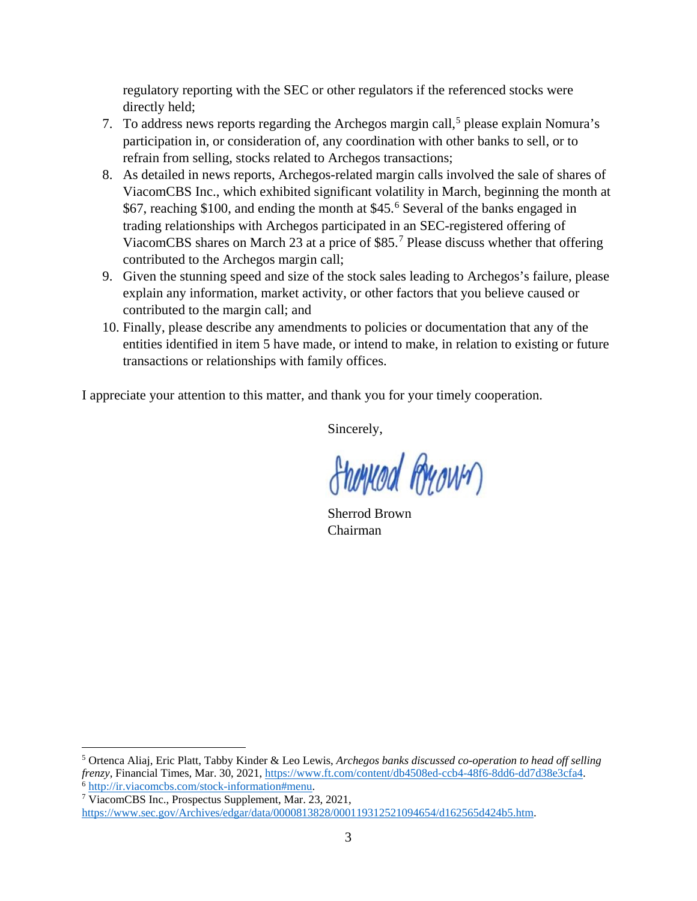regulatory reporting with the SEC or other regulators if the referenced stocks were directly held;

7. To address news reports regarding the Archegos margin call,[5] please explain Nomura's participation in, or consideration of, any coordination with other banks to sell, or to refrain from selling, stocks related to Archegos transactions;
8. As detailed in news reports, Archegos-related margin calls involved the sale of shares of ViacomCBS Inc., which exhibited significant volatility in March, beginning the month at $67, reaching $100, and ending the month at $45.[6] Several of the banks engaged in trading relationships with Archegos participated in an SEC-registered offering of ViacomCBS shares on March 23 at a price of $85.[7] Please discuss whether that offering contributed to the Archegos margin call;
9. Given the stunning speed and size of the stock sales leading to Archegos's failure, please explain any information, market activity, or other factors that you believe caused or contributed to the margin call; and
10. Finally, please describe any amendments to policies or documentation that any of the entities identified in item 5 have made, or intend to make, in relation to existing or future transactions or relationships with family offices.

I appreciate your attention to this matter, and thank you for your timely cooperation.

Sincerely,

Sherrod Brown

Sherrod Brown
Chairman

---

[5] Ortenca Aliaj, Eric Platt, Tabby Kinder & Leo Lewis, *Archegos banks discussed co-operation to head off selling frenzy*, Financial Times, Mar. 30, 2021, https://www.ft.com/content/db4508ed-ccb4-48f6-8dd6-dd7d38e3cfa4.

[6] http://ir.viacomcbs.com/stock-information#menu.

[7] ViacomCBS Inc., Prospectus Supplement, Mar. 23, 2021, https://www.sec.gov/Archives/edgar/data/0000813828/000119312521094654/d162565d424b5.htm.